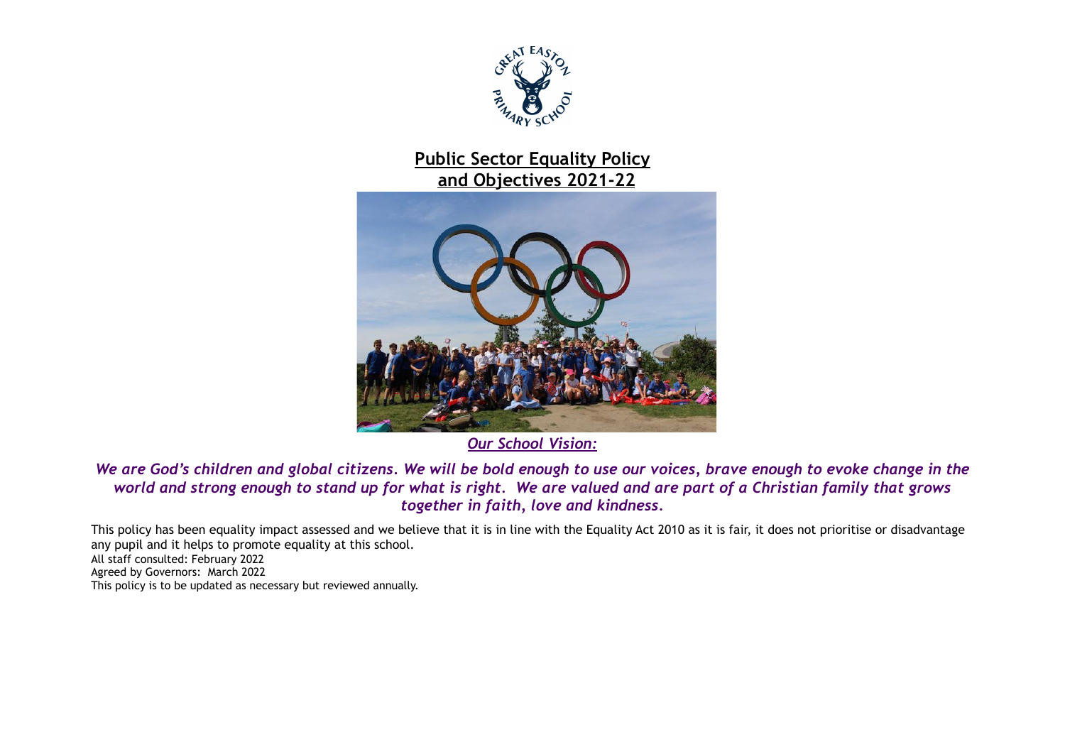# Public Sector Equality Policy and Objectives 2021-22

***Our School Vision:***

***We are God's children and global citizens. We will be bold enough to use our voices, brave enough to evoke change in the world and strong enough to stand up for what is right. We are valued and are part of a Christian family that grows together in faith, love and kindness.***

This policy has been equality impact assessed and we believe that it is in line with the Equality Act 2010 as it is fair, it does not prioritise or disadvantage any pupil and it helps to promote equality at this school.
All staff consulted: February 2022
Agreed by Governors: March 2022
This policy is to be updated as necessary but reviewed annually.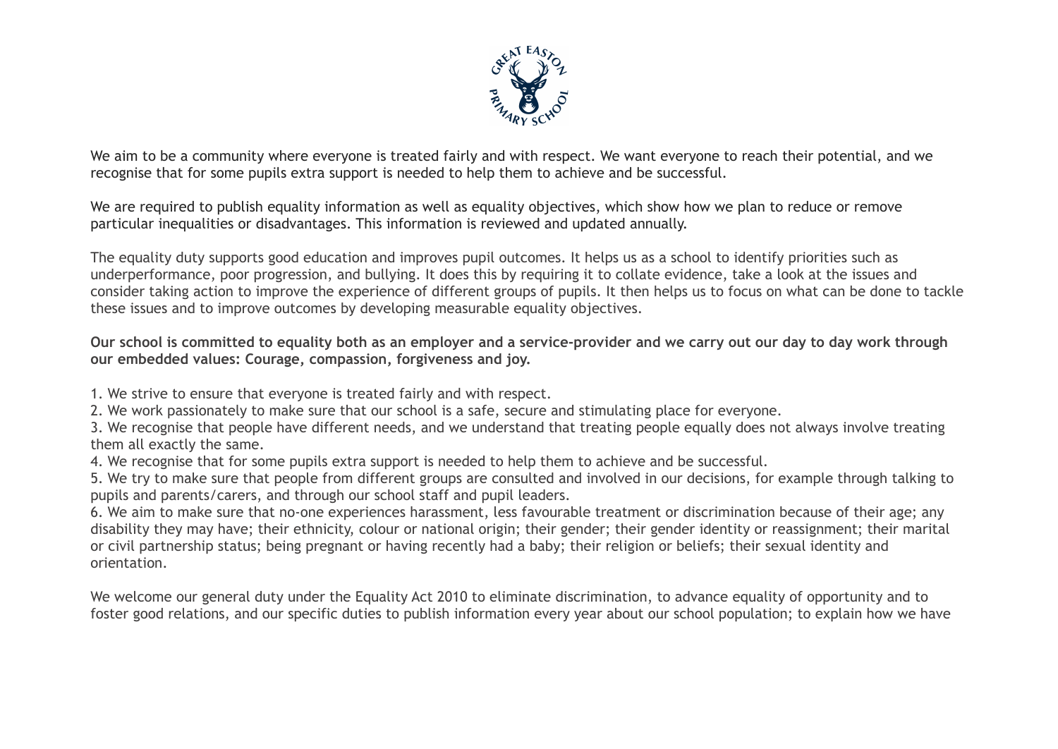We aim to be a community where everyone is treated fairly and with respect. We want everyone to reach their potential, and we recognise that for some pupils extra support is needed to help them to achieve and be successful.

We are required to publish equality information as well as equality objectives, which show how we plan to reduce or remove particular inequalities or disadvantages. This information is reviewed and updated annually.

The equality duty supports good education and improves pupil outcomes. It helps us as a school to identify priorities such as underperformance, poor progression, and bullying. It does this by requiring it to collate evidence, take a look at the issues and consider taking action to improve the experience of different groups of pupils. It then helps us to focus on what can be done to tackle these issues and to improve outcomes by developing measurable equality objectives.

**Our school is committed to equality both as an employer and a service-provider and we carry out our day to day work through our embedded values: Courage, compassion, forgiveness and joy.**

1. We strive to ensure that everyone is treated fairly and with respect.
2. We work passionately to make sure that our school is a safe, secure and stimulating place for everyone.
3. We recognise that people have different needs, and we understand that treating people equally does not always involve treating them all exactly the same.
4. We recognise that for some pupils extra support is needed to help them to achieve and be successful.
5. We try to make sure that people from different groups are consulted and involved in our decisions, for example through talking to pupils and parents/carers, and through our school staff and pupil leaders.
6. We aim to make sure that no-one experiences harassment, less favourable treatment or discrimination because of their age; any disability they may have; their ethnicity, colour or national origin; their gender; their gender identity or reassignment; their marital or civil partnership status; being pregnant or having recently had a baby; their religion or beliefs; their sexual identity and orientation.

We welcome our general duty under the Equality Act 2010 to eliminate discrimination, to advance equality of opportunity and to foster good relations, and our specific duties to publish information every year about our school population; to explain how we have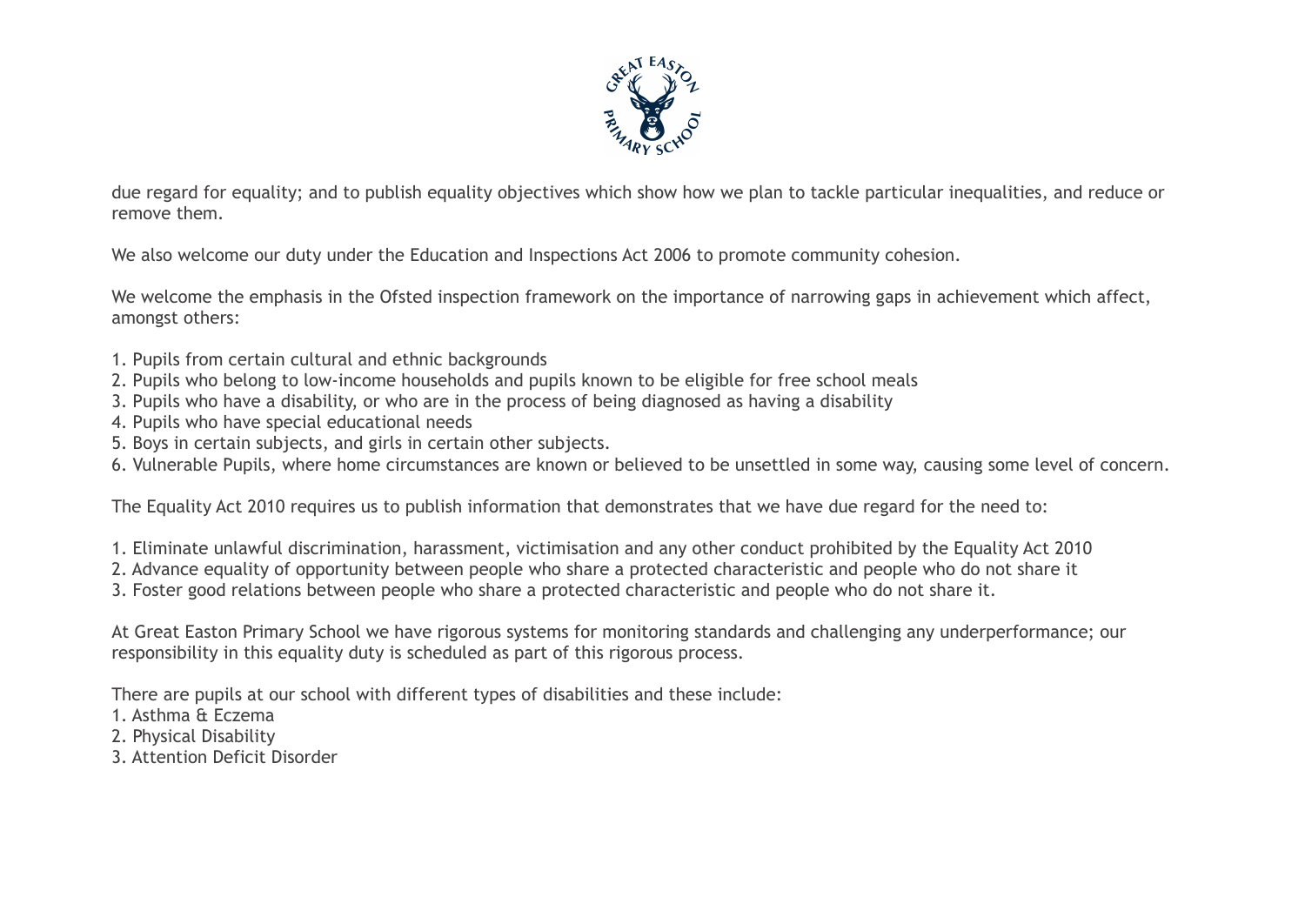due regard for equality; and to publish equality objectives which show how we plan to tackle particular inequalities, and reduce or remove them.

We also welcome our duty under the Education and Inspections Act 2006 to promote community cohesion.

We welcome the emphasis in the Ofsted inspection framework on the importance of narrowing gaps in achievement which affect, amongst others:

1. Pupils from certain cultural and ethnic backgrounds
2. Pupils who belong to low-income households and pupils known to be eligible for free school meals
3. Pupils who have a disability, or who are in the process of being diagnosed as having a disability
4. Pupils who have special educational needs
5. Boys in certain subjects, and girls in certain other subjects.
6. Vulnerable Pupils, where home circumstances are known or believed to be unsettled in some way, causing some level of concern.

The Equality Act 2010 requires us to publish information that demonstrates that we have due regard for the need to:

1. Eliminate unlawful discrimination, harassment, victimisation and any other conduct prohibited by the Equality Act 2010
2. Advance equality of opportunity between people who share a protected characteristic and people who do not share it
3. Foster good relations between people who share a protected characteristic and people who do not share it.

At Great Easton Primary School we have rigorous systems for monitoring standards and challenging any underperformance; our responsibility in this equality duty is scheduled as part of this rigorous process.

There are pupils at our school with different types of disabilities and these include:

1. Asthma & Eczema
2. Physical Disability
3. Attention Deficit Disorder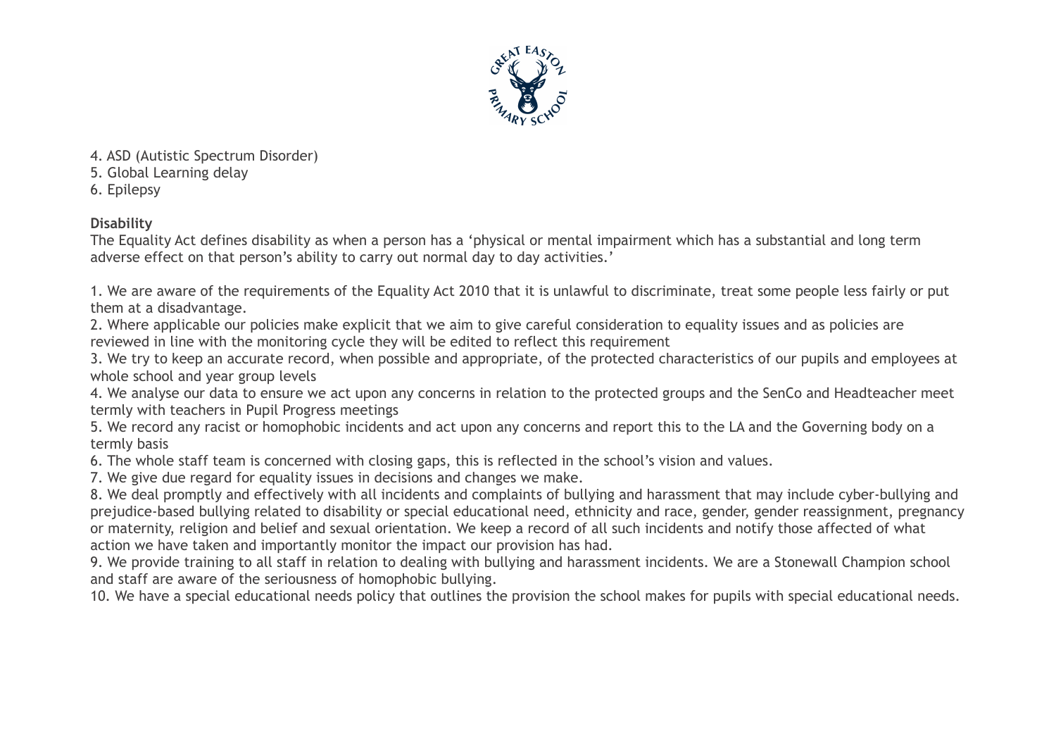4. ASD (Autistic Spectrum Disorder)
5. Global Learning delay
6. Epilepsy

**Disability**

The Equality Act defines disability as when a person has a 'physical or mental impairment which has a substantial and long term adverse effect on that person's ability to carry out normal day to day activities.'

1. We are aware of the requirements of the Equality Act 2010 that it is unlawful to discriminate, treat some people less fairly or put them at a disadvantage.
2. Where applicable our policies make explicit that we aim to give careful consideration to equality issues and as policies are reviewed in line with the monitoring cycle they will be edited to reflect this requirement
3. We try to keep an accurate record, when possible and appropriate, of the protected characteristics of our pupils and employees at whole school and year group levels
4. We analyse our data to ensure we act upon any concerns in relation to the protected groups and the SenCo and Headteacher meet termly with teachers in Pupil Progress meetings
5. We record any racist or homophobic incidents and act upon any concerns and report this to the LA and the Governing body on a termly basis
6. The whole staff team is concerned with closing gaps, this is reflected in the school's vision and values.
7. We give due regard for equality issues in decisions and changes we make.
8. We deal promptly and effectively with all incidents and complaints of bullying and harassment that may include cyber-bullying and prejudice-based bullying related to disability or special educational need, ethnicity and race, gender, gender reassignment, pregnancy or maternity, religion and belief and sexual orientation. We keep a record of all such incidents and notify those affected of what action we have taken and importantly monitor the impact our provision has had.
9. We provide training to all staff in relation to dealing with bullying and harassment incidents. We are a Stonewall Champion school and staff are aware of the seriousness of homophobic bullying.
10. We have a special educational needs policy that outlines the provision the school makes for pupils with special educational needs.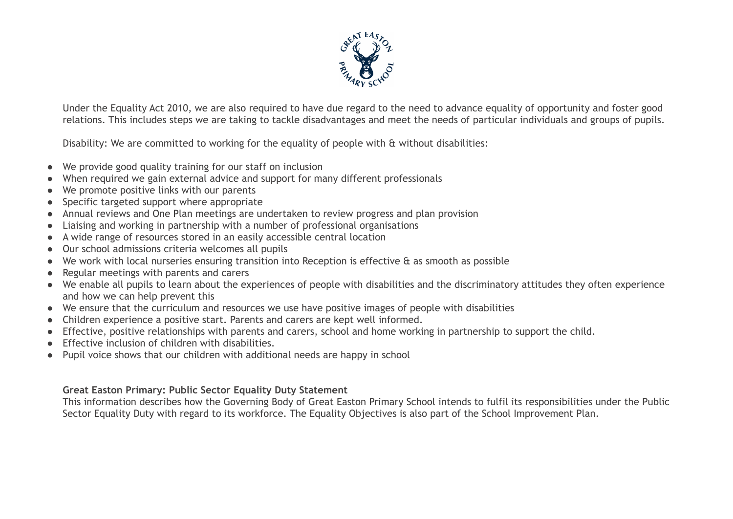Under the Equality Act 2010, we are also required to have due regard to the need to advance equality of opportunity and foster good relations. This includes steps we are taking to tackle disadvantages and meet the needs of particular individuals and groups of pupils.

Disability: We are committed to working for the equality of people with & without disabilities:

- We provide good quality training for our staff on inclusion
- When required we gain external advice and support for many different professionals
- We promote positive links with our parents
- Specific targeted support where appropriate
- Annual reviews and One Plan meetings are undertaken to review progress and plan provision
- Liaising and working in partnership with a number of professional organisations
- A wide range of resources stored in an easily accessible central location
- Our school admissions criteria welcomes all pupils
- We work with local nurseries ensuring transition into Reception is effective & as smooth as possible
- Regular meetings with parents and carers
- We enable all pupils to learn about the experiences of people with disabilities and the discriminatory attitudes they often experience and how we can help prevent this
- We ensure that the curriculum and resources we use have positive images of people with disabilities
- Children experience a positive start. Parents and carers are kept well informed.
- Effective, positive relationships with parents and carers, school and home working in partnership to support the child.
- Effective inclusion of children with disabilities.
- Pupil voice shows that our children with additional needs are happy in school

**Great Easton Primary: Public Sector Equality Duty Statement**

This information describes how the Governing Body of Great Easton Primary School intends to fulfil its responsibilities under the Public Sector Equality Duty with regard to its workforce. The Equality Objectives is also part of the School Improvement Plan.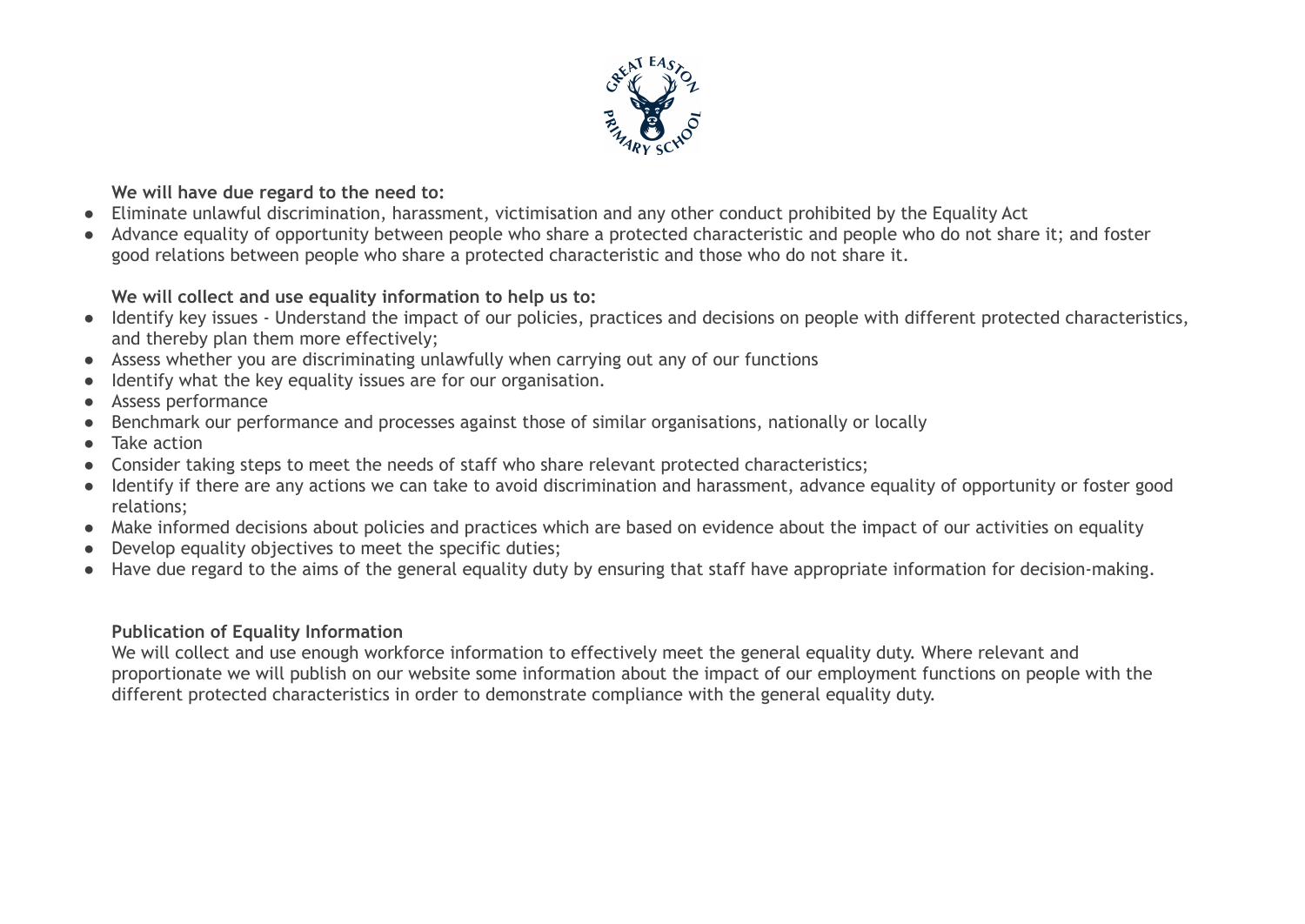**We will have due regard to the need to:**

- Eliminate unlawful discrimination, harassment, victimisation and any other conduct prohibited by the Equality Act
- Advance equality of opportunity between people who share a protected characteristic and people who do not share it; and foster good relations between people who share a protected characteristic and those who do not share it.

**We will collect and use equality information to help us to:**

- Identify key issues - Understand the impact of our policies, practices and decisions on people with different protected characteristics, and thereby plan them more effectively;
- Assess whether you are discriminating unlawfully when carrying out any of our functions
- Identify what the key equality issues are for our organisation.
- Assess performance
- Benchmark our performance and processes against those of similar organisations, nationally or locally
- Take action
- Consider taking steps to meet the needs of staff who share relevant protected characteristics;
- Identify if there are any actions we can take to avoid discrimination and harassment, advance equality of opportunity or foster good relations;
- Make informed decisions about policies and practices which are based on evidence about the impact of our activities on equality
- Develop equality objectives to meet the specific duties;
- Have due regard to the aims of the general equality duty by ensuring that staff have appropriate information for decision-making.

**Publication of Equality Information**

We will collect and use enough workforce information to effectively meet the general equality duty. Where relevant and proportionate we will publish on our website some information about the impact of our employment functions on people with the different protected characteristics in order to demonstrate compliance with the general equality duty.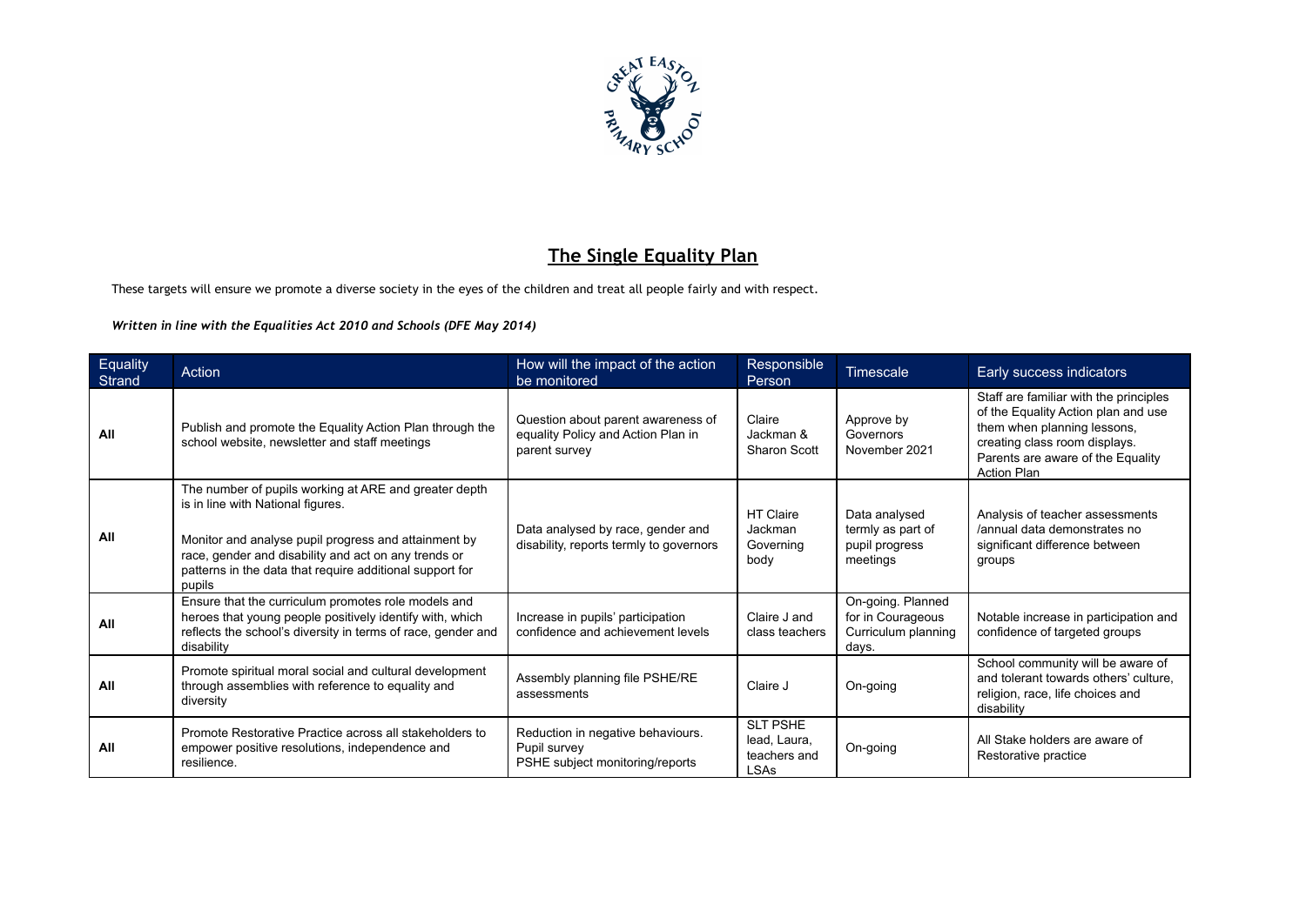## The Single Equality Plan

These targets will ensure we promote a diverse society in the eyes of the children and treat all people fairly and with respect.

***Written in line with the Equalities Act 2010 and Schools (DFE May 2014)***

| Equality Strand | Action | How will the impact of the action be monitored | Responsible Person | Timescale | Early success indicators |
|---|---|---|---|---|---|
| **All** | Publish and promote the Equality Action Plan through the school website, newsletter and staff meetings | Question about parent awareness of equality Policy and Action Plan in parent survey | Claire Jackman & Sharon Scott | Approve by Governors November 2021 | Staff are familiar with the principles of the Equality Action plan and use them when planning lessons, creating class room displays. Parents are aware of the Equality Action Plan |
| **All** | The number of pupils working at ARE and greater depth is in line with National figures.<br><br>Monitor and analyse pupil progress and attainment by race, gender and disability and act on any trends or patterns in the data that require additional support for pupils | Data analysed by race, gender and disability, reports termly to governors | HT Claire Jackman Governing body | Data analysed termly as part of pupil progress meetings | Analysis of teacher assessments /annual data demonstrates no significant difference between groups |
| **All** | Ensure that the curriculum promotes role models and heroes that young people positively identify with, which reflects the school's diversity in terms of race, gender and disability | Increase in pupils' participation confidence and achievement levels | Claire J and class teachers | On-going. Planned for in Courageous Curriculum planning days. | Notable increase in participation and confidence of targeted groups |
| **All** | Promote spiritual moral social and cultural development through assemblies with reference to equality and diversity | Assembly planning file PSHE/RE assessments | Claire J | On-going | School community will be aware of and tolerant towards others' culture, religion, race, life choices and disability |
| **All** | Promote Restorative Practice across all stakeholders to empower positive resolutions, independence and resilience. | Reduction in negative behaviours.<br>Pupil survey<br>PSHE subject monitoring/reports | SLT PSHE lead, Laura, teachers and LSAs | On-going | All Stake holders are aware of Restorative practice |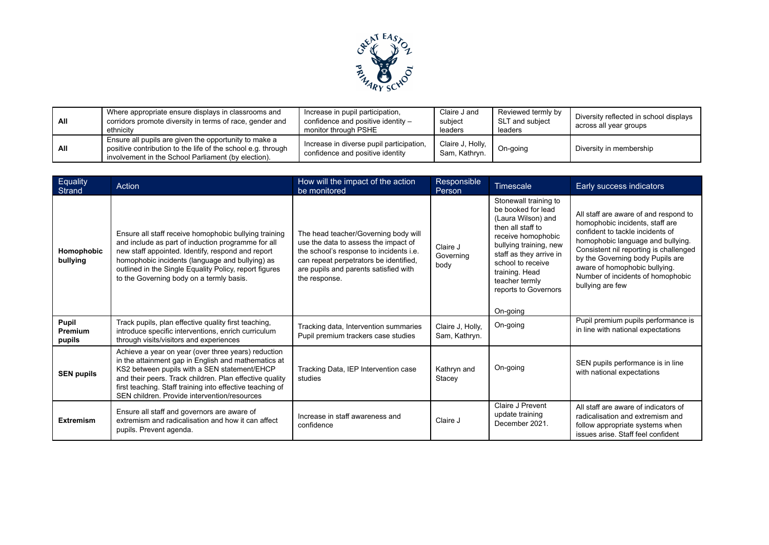| | | | | | |
|---|---|---|---|---|---|
| **All** | Where appropriate ensure displays in classrooms and corridors promote diversity in terms of race, gender and ethnicity | Increase in pupil participation, confidence and positive identity – monitor through PSHE | Claire J and subject leaders | Reviewed termly by SLT and subject leaders | Diversity reflected in school displays across all year groups |
| **All** | Ensure all pupils are given the opportunity to make a positive contribution to the life of the school e.g. through involvement in the School Parliament (by election). | Increase in diverse pupil participation, confidence and positive identity | Claire J, Holly, Sam, Kathryn. | On-going | Diversity in membership |

| Equality Strand | Action | How will the impact of the action be monitored | Responsible Person | Timescale | Early success indicators |
|---|---|---|---|---|---|
| **Homophobic bullying** | Ensure all staff receive homophobic bullying training and include as part of induction programme for all new staff appointed. Identify, respond and report homophobic incidents (language and bullying) as outlined in the Single Equality Policy, report figures to the Governing body on a termly basis. | The head teacher/Governing body will use the data to assess the impact of the school's response to incidents i.e. can repeat perpetrators be identified, are pupils and parents satisfied with the response. | Claire J Governing body | Stonewall training to be booked for lead (Laura Wilson) and then all staff to receive homophobic bullying training, new staff as they arrive in school to receive training. Head teacher termly reports to Governors<br><br>On-going | All staff are aware of and respond to homophobic incidents, staff are confident to tackle incidents of homophobic language and bullying. Consistent nil reporting is challenged by the Governing body Pupils are aware of homophobic bullying. Number of incidents of homophobic bullying are few |
| **Pupil Premium pupils** | Track pupils, plan effective quality first teaching, introduce specific interventions, enrich curriculum through visits/visitors and experiences | Tracking data, Intervention summaries Pupil premium trackers case studies | Claire J, Holly, Sam, Kathryn. | On-going | Pupil premium pupils performance is in line with national expectations |
| **SEN pupils** | Achieve a year on year (over three years) reduction in the attainment gap in English and mathematics at KS2 between pupils with a SEN statement/EHCP and their peers. Track children. Plan effective quality first teaching. Staff training into effective teaching of SEN children. Provide intervention/resources | Tracking Data, IEP Intervention case studies | Kathryn and Stacey | On-going | SEN pupils performance is in line with national expectations |
| **Extremism** | Ensure all staff and governors are aware of extremism and radicalisation and how it can affect pupils. Prevent agenda. | Increase in staff awareness and confidence | Claire J | Claire J Prevent update training December 2021. | All staff are aware of indicators of radicalisation and extremism and follow appropriate systems when issues arise. Staff feel confident |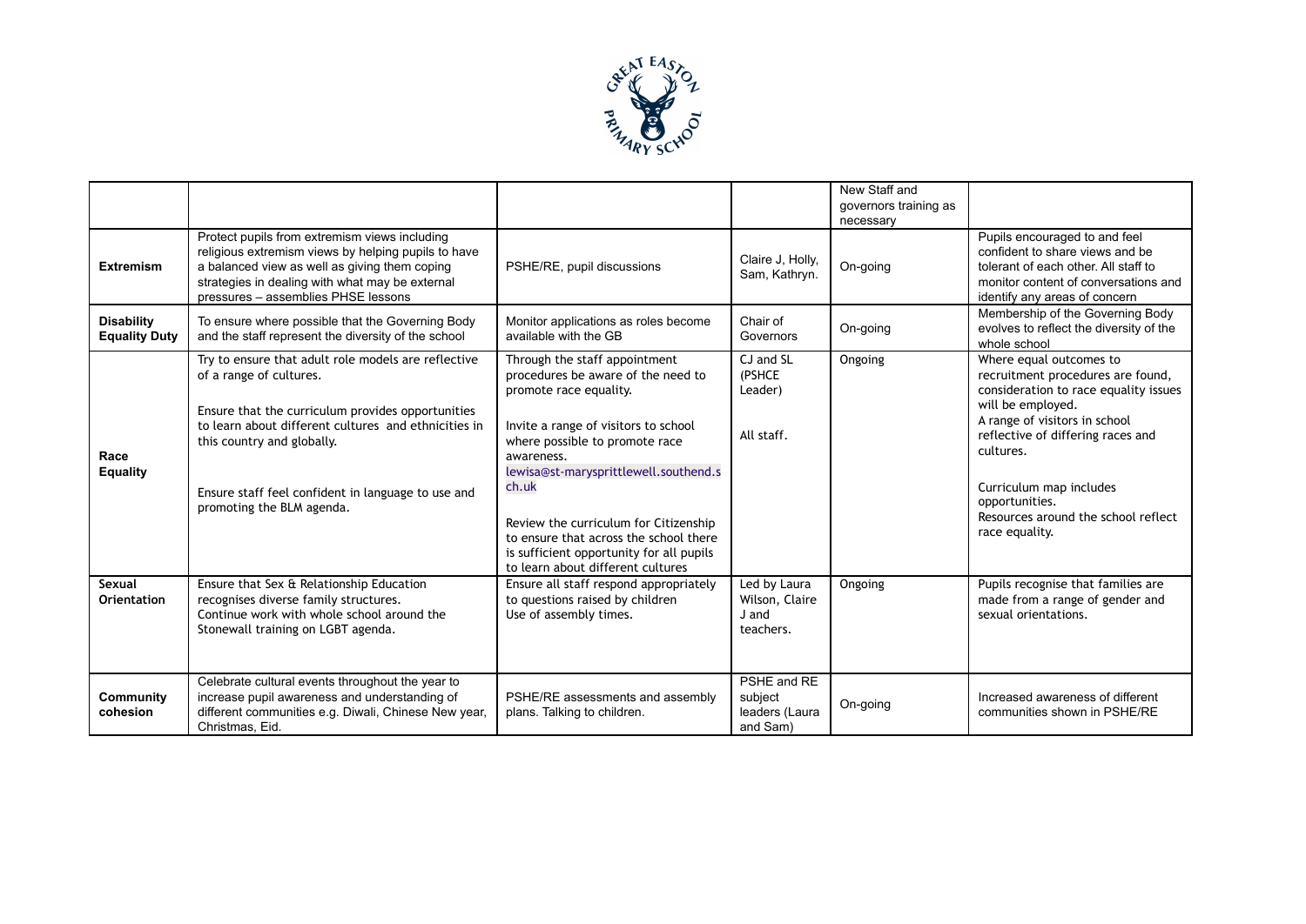| | | | | | |
|---|---|---|---|---|---|
| | | | | New Staff and governors training as necessary | |
| **Extremism** | Protect pupils from extremism views including religious extremism views by helping pupils to have a balanced view as well as giving them coping strategies in dealing with what may be external pressures – assemblies PHSE lessons | PSHE/RE, pupil discussions | Claire J, Holly, Sam, Kathryn. | On-going | Pupils encouraged to and feel confident to share views and be tolerant of each other. All staff to monitor content of conversations and identify any areas of concern |
| **Disability Equality Duty** | To ensure where possible that the Governing Body and the staff represent the diversity of the school | Monitor applications as roles become available with the GB | Chair of Governors | On-going | Membership of the Governing Body evolves to reflect the diversity of the whole school |
| **Race Equality** | Try to ensure that adult role models are reflective of a range of cultures.<br><br>Ensure that the curriculum provides opportunities to learn about different cultures and ethnicities in this country and globally.<br><br>Ensure staff feel confident in language to use and promoting the BLM agenda. | Through the staff appointment procedures be aware of the need to promote race equality.<br><br>Invite a range of visitors to school where possible to promote race awareness.<br>lewisa@st-maryspittlewell.southend.sch.uk<br><br>Review the curriculum for Citizenship to ensure that across the school there is sufficient opportunity for all pupils to learn about different cultures | CJ and SL (PSHCE Leader)<br><br>All staff. | Ongoing | Where equal outcomes to recruitment procedures are found, consideration to race equality issues will be employed.<br>A range of visitors in school reflective of differing races and cultures.<br><br>Curriculum map includes opportunities.<br>Resources around the school reflect race equality. |
| **Sexual Orientation** | Ensure that Sex & Relationship Education recognises diverse family structures.<br>Continue work with whole school around the Stonewall training on LGBT agenda. | Ensure all staff respond appropriately to questions raised by children<br>Use of assembly times. | Led by Laura Wilson, Claire J and teachers. | Ongoing | Pupils recognise that families are made from a range of gender and sexual orientations. |
| **Community cohesion** | Celebrate cultural events throughout the year to increase pupil awareness and understanding of different communities e.g. Diwali, Chinese New year, Christmas, Eid. | PSHE/RE assessments and assembly plans. Talking to children. | PSHE and RE subject leaders (Laura and Sam) | On-going | Increased awareness of different communities shown in PSHE/RE |